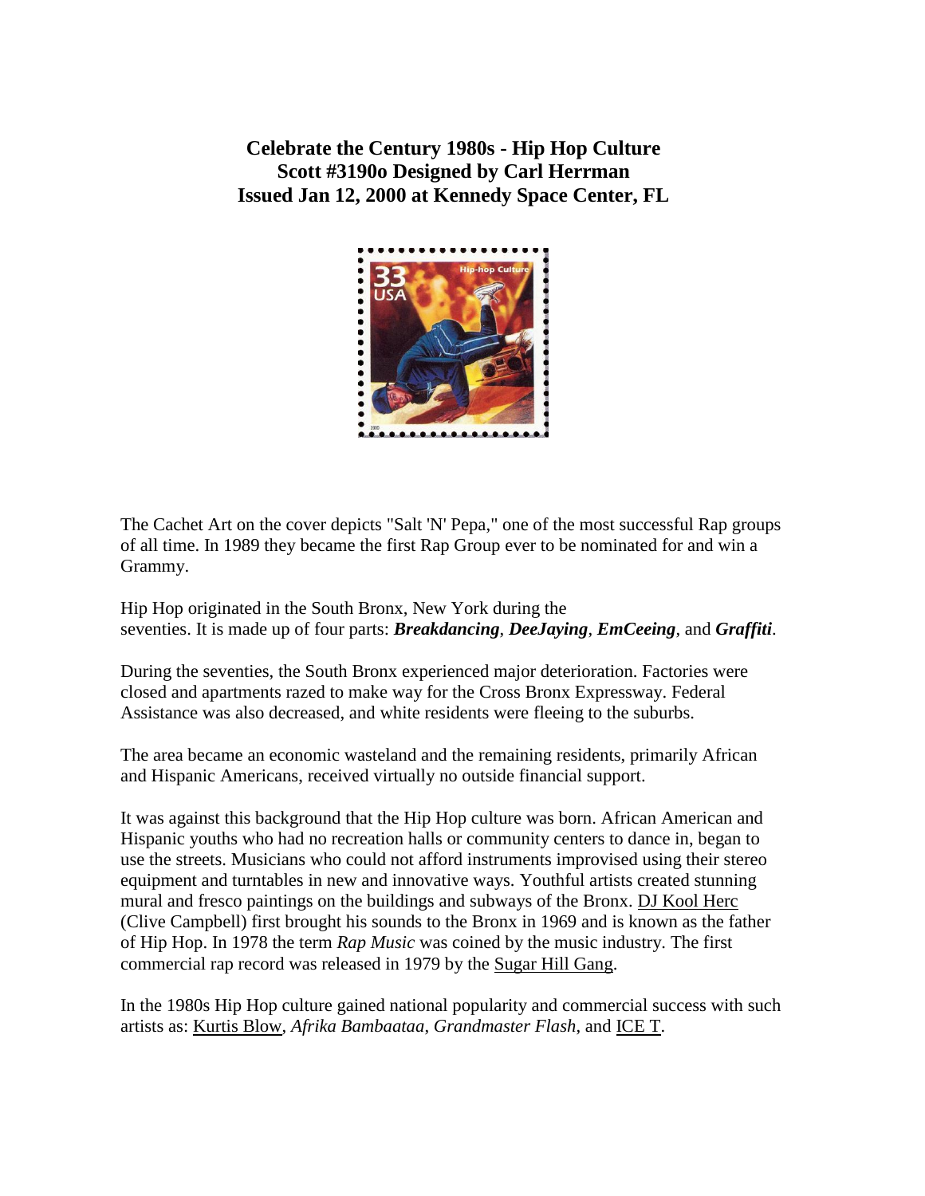**Celebrate the Century 1980s - Hip Hop Culture**
**Scott #3190o Designed by Carl Herrman**
**Issued Jan 12, 2000 at Kennedy Space Center, FL**

The Cachet Art on the cover depicts "Salt 'N' Pepa," one of the most successful Rap groups of all time. In 1989 they became the first Rap Group ever to be nominated for and win a Grammy.

Hip Hop originated in the South Bronx, New York during the seventies. It is made up of four parts: ***Breakdancing***, ***DeeJaying***, ***EmCeeing***, and ***Graffiti***.

During the seventies, the South Bronx experienced major deterioration. Factories were closed and apartments razed to make way for the Cross Bronx Expressway. Federal Assistance was also decreased, and white residents were fleeing to the suburbs.

The area became an economic wasteland and the remaining residents, primarily African and Hispanic Americans, received virtually no outside financial support.

It was against this background that the Hip Hop culture was born. African American and Hispanic youths who had no recreation halls or community centers to dance in, began to use the streets. Musicians who could not afford instruments improvised using their stereo equipment and turntables in new and innovative ways. Youthful artists created stunning mural and fresco paintings on the buildings and subways of the Bronx. DJ Kool Herc (Clive Campbell) first brought his sounds to the Bronx in 1969 and is known as the father of Hip Hop. In 1978 the term *Rap Music* was coined by the music industry. The first commercial rap record was released in 1979 by the Sugar Hill Gang.

In the 1980s Hip Hop culture gained national popularity and commercial success with such artists as: Kurtis Blow, *Afrika Bambaataa*, *Grandmaster Flash*, and ICE T.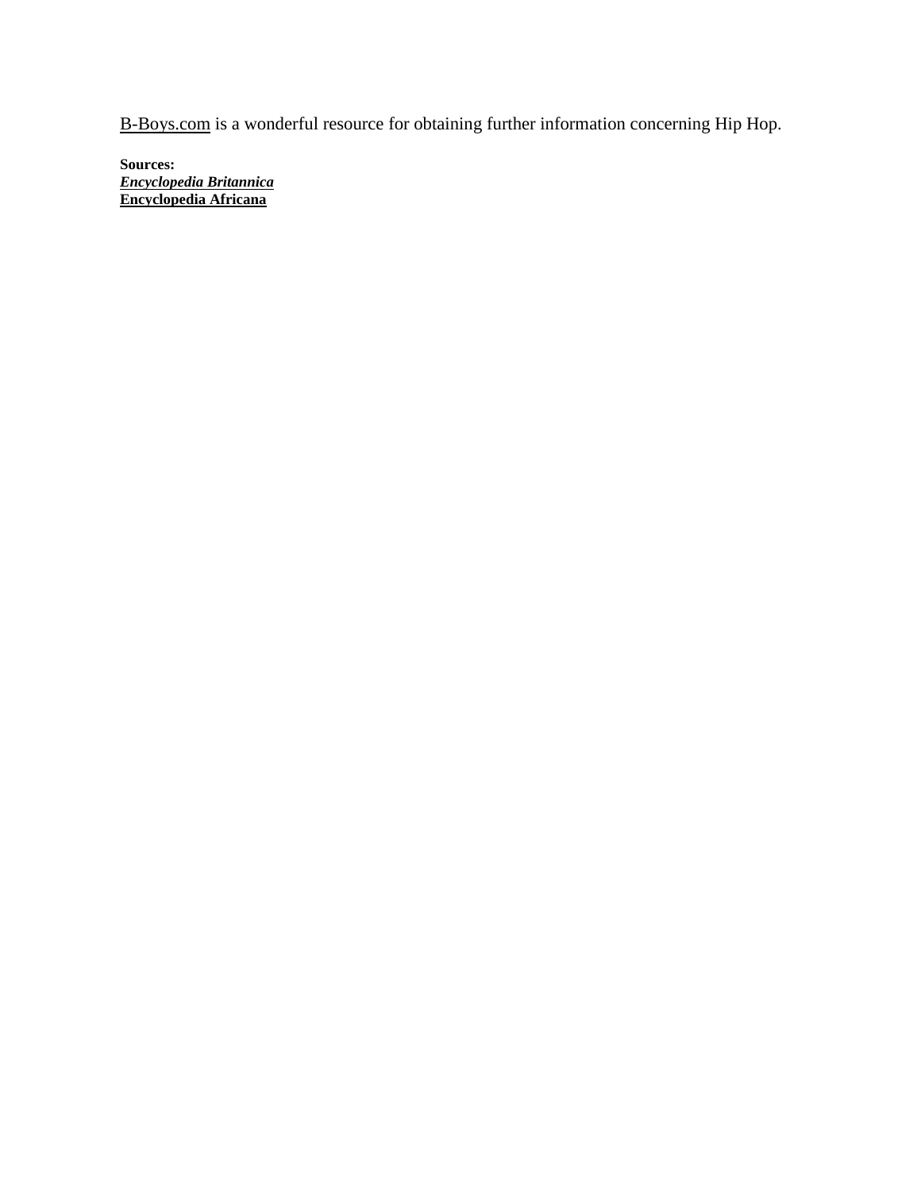B-Boys.com is a wonderful resource for obtaining further information concerning Hip Hop.

**Sources:**
***Encyclopedia Britannica***
**Encyclopedia Africana**